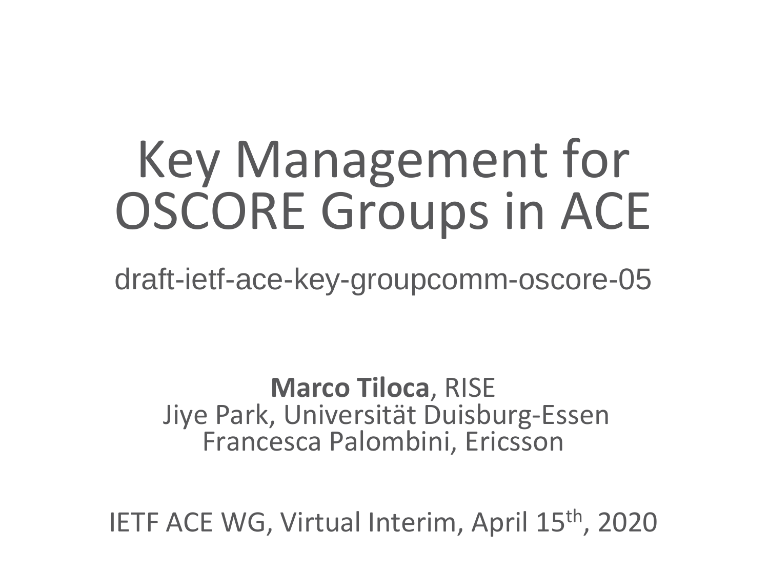# Key Management for OSCORE Groups in ACE

draft-ietf-ace-key-groupcomm-oscore-05

**Marco Tiloca**, RISE
Jiye Park, Universität Duisburg-Essen
Francesca Palombini, Ericsson

IETF ACE WG, Virtual Interim, April 15th, 2020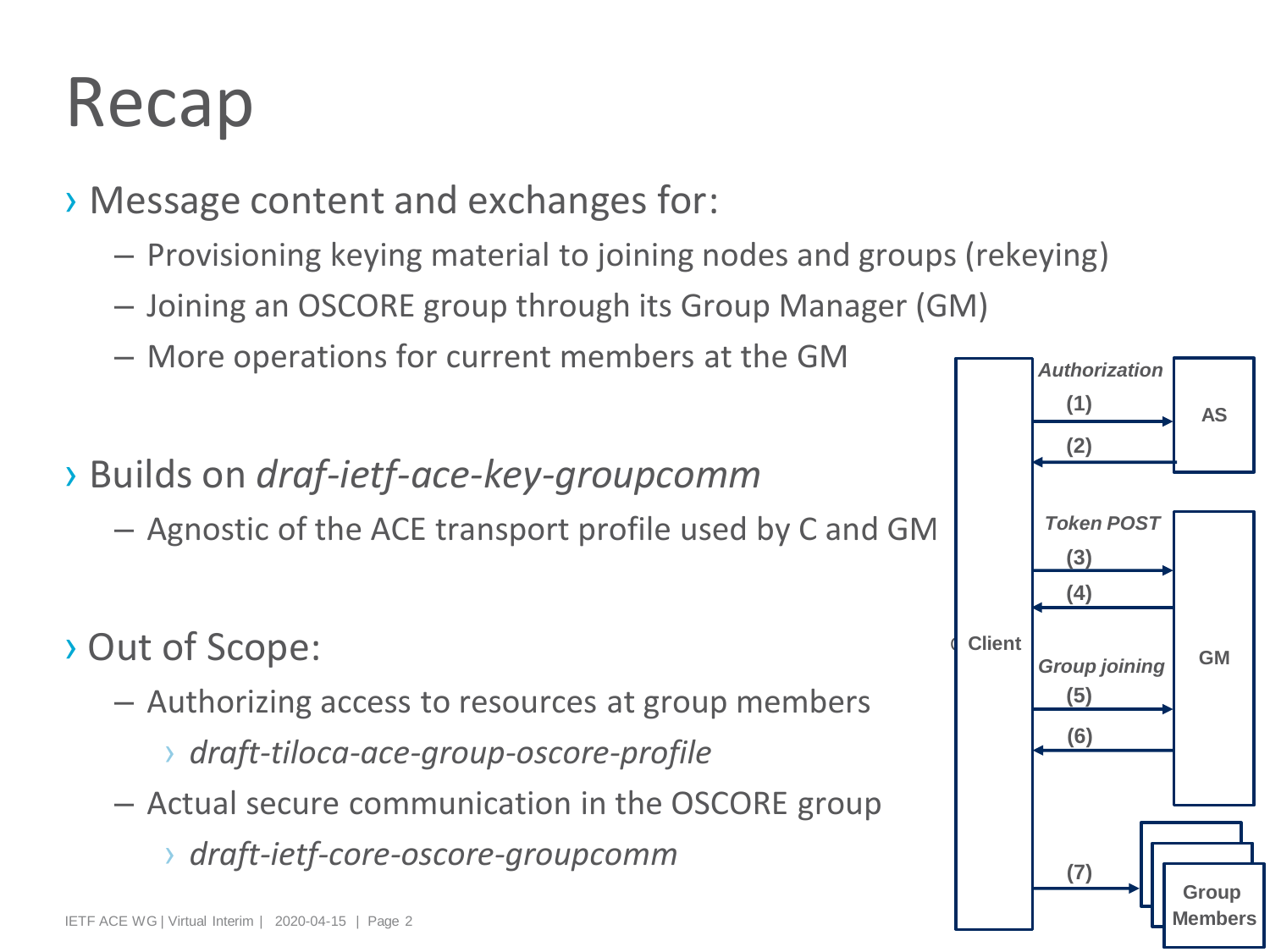# Recap

- Message content and exchanges for:
  - Provisioning keying material to joining nodes and groups (rekeying)
  - Joining an OSCORE group through its Group Manager (GM)
  - More operations for current members at the GM

- Builds on *draf-ietf-ace-key-groupcomm*
  - Agnostic of the ACE transport profile used by C and GM

- Out of Scope:
  - Authorizing access to resources at group members
    - *draft-tiloca-ace-group-oscore-profile*
  - Actual secure communication in the OSCORE group
    - *draft-ietf-core-oscore-groupcomm*

Client — ***Authorization*** — (1), (2) — AS

Client — ***Token POST*** — (3), (4) — GM

Client — ***Group joining*** — (5), (6) — GM

Client — (7) — Group Members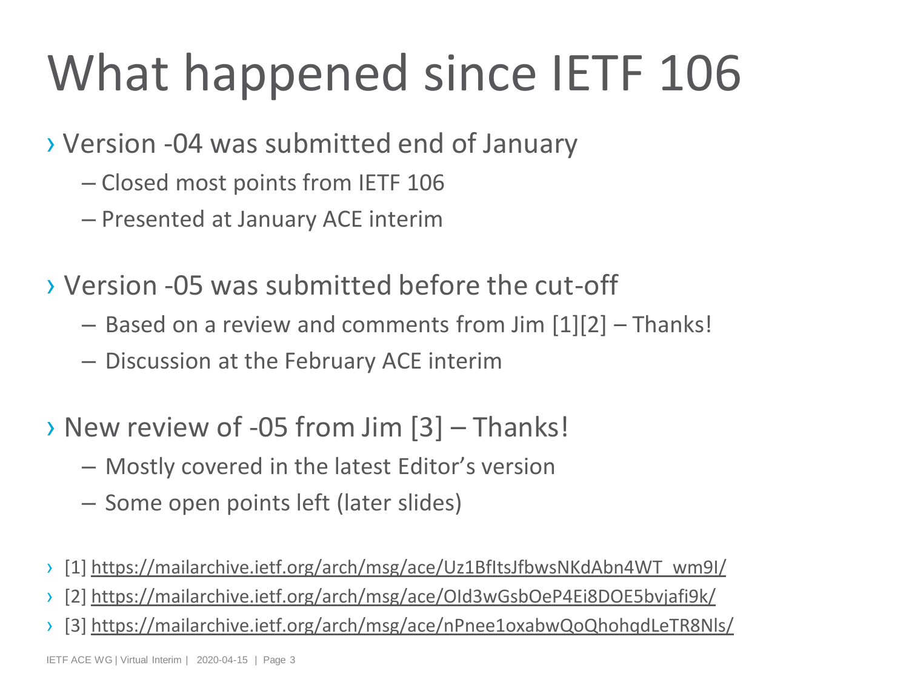# What happened since IETF 106

- Version -04 was submitted end of January
  - Closed most points from IETF 106
  - Presented at January ACE interim
- Version -05 was submitted before the cut-off
  - Based on a review and comments from Jim [1][2] – Thanks!
  - Discussion at the February ACE interim
- New review of -05 from Jim [3] – Thanks!
  - Mostly covered in the latest Editor's version
  - Some open points left (later slides)

- [1] https://mailarchive.ietf.org/arch/msg/ace/Uz1BfItsJfbwsNKdAbn4WT_wm9I/
- [2] https://mailarchive.ietf.org/arch/msg/ace/OId3wGsbOeP4Ei8DOE5bvjafi9k/
- [3] https://mailarchive.ietf.org/arch/msg/ace/nPnee1oxabwQoQhohqdLeTR8Nls/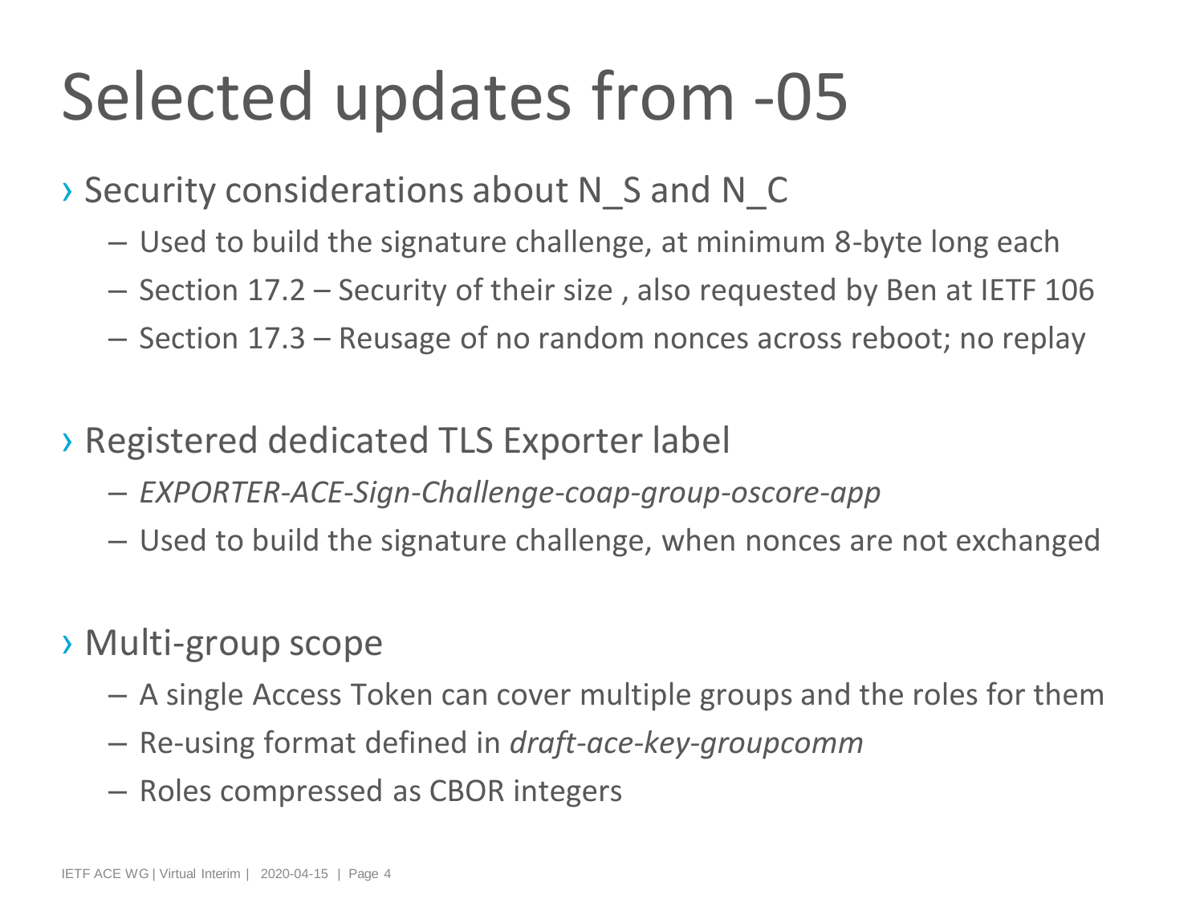# Selected updates from -05

- Security considerations about N_S and N_C
  - Used to build the signature challenge, at minimum 8-byte long each
  - Section 17.2 – Security of their size , also requested by Ben at IETF 106
  - Section 17.3 – Reusage of no random nonces across reboot; no replay

- Registered dedicated TLS Exporter label
  - *EXPORTER-ACE-Sign-Challenge-coap-group-oscore-app*
  - Used to build the signature challenge, when nonces are not exchanged

- Multi-group scope
  - A single Access Token can cover multiple groups and the roles for them
  - Re-using format defined in *draft-ace-key-groupcomm*
  - Roles compressed as CBOR integers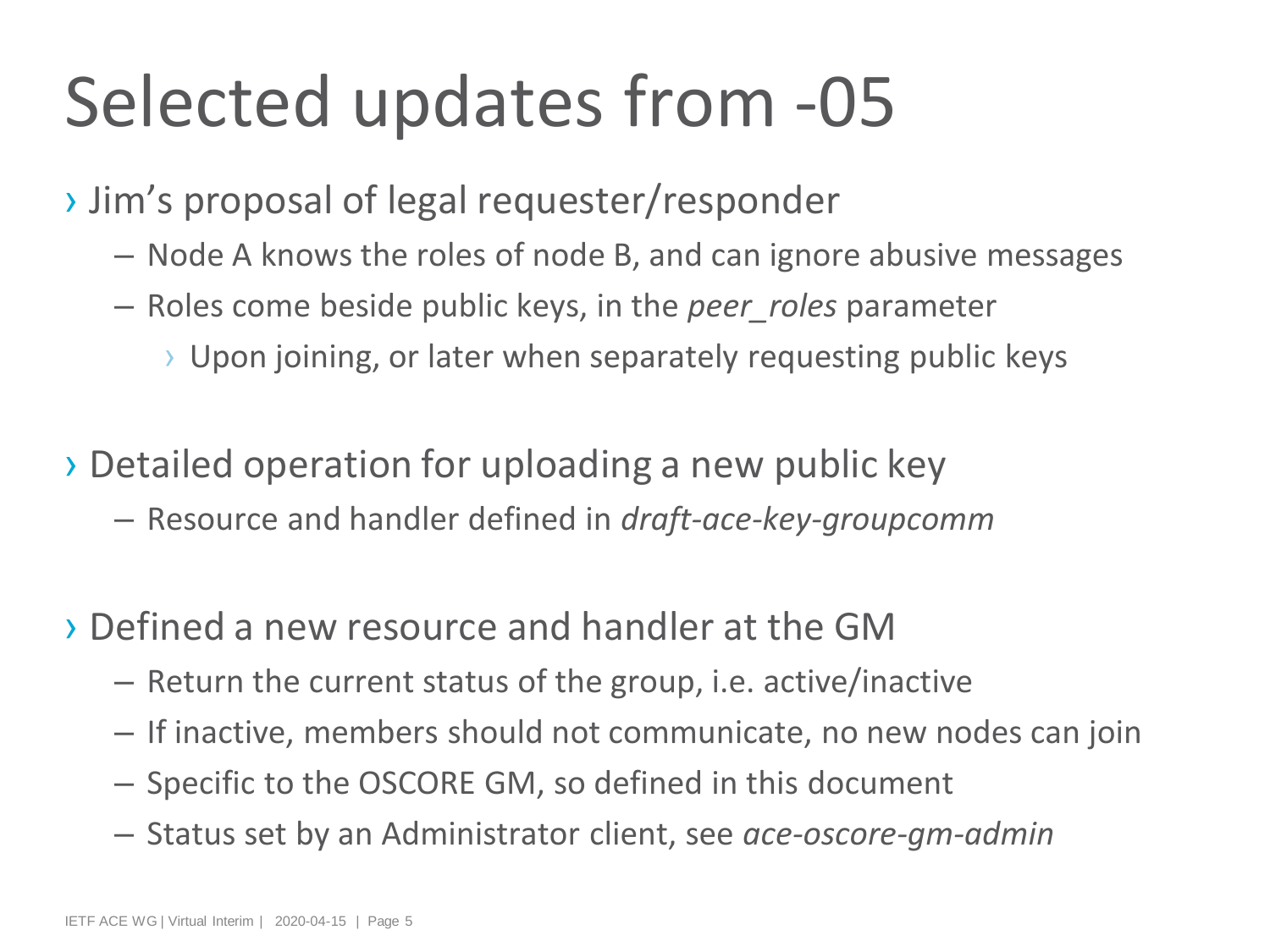# Selected updates from -05

- Jim's proposal of legal requester/responder
  - Node A knows the roles of node B, and can ignore abusive messages
  - Roles come beside public keys, in the *peer_roles* parameter
    - Upon joining, or later when separately requesting public keys

- Detailed operation for uploading a new public key
  - Resource and handler defined in *draft-ace-key-groupcomm*

- Defined a new resource and handler at the GM
  - Return the current status of the group, i.e. active/inactive
  - If inactive, members should not communicate, no new nodes can join
  - Specific to the OSCORE GM, so defined in this document
  - Status set by an Administrator client, see *ace-oscore-gm-admin*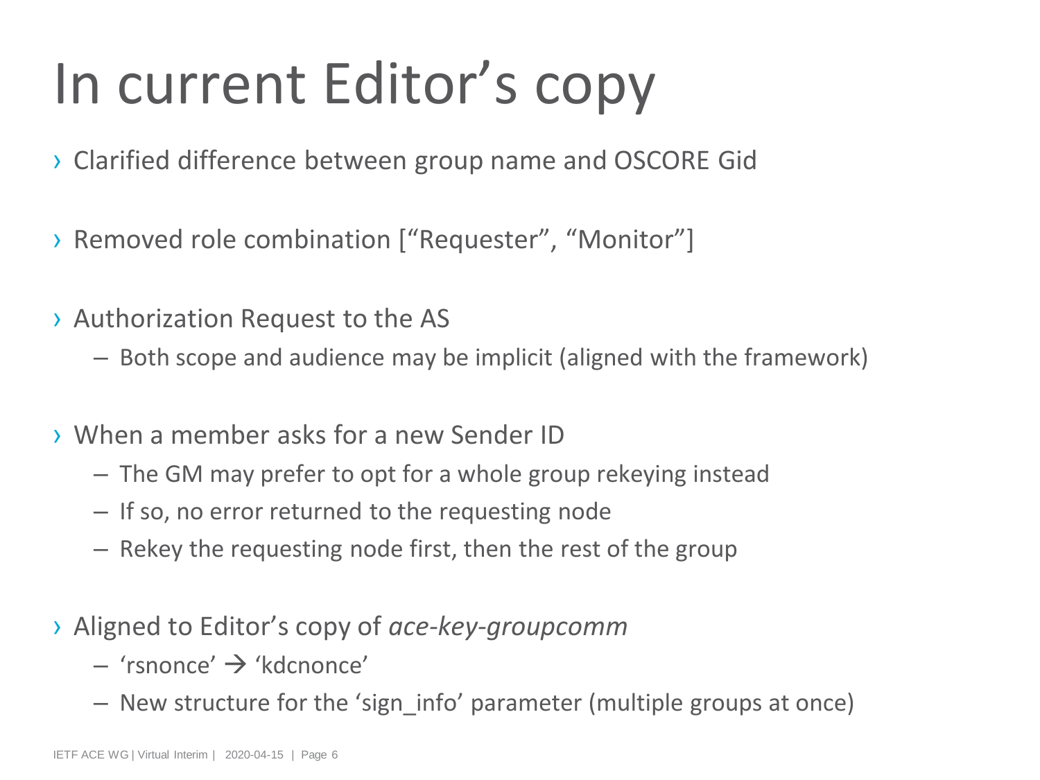# In current Editor's copy

- Clarified difference between group name and OSCORE Gid
- Removed role combination ["Requester", "Monitor"]
- Authorization Request to the AS
  - Both scope and audience may be implicit (aligned with the framework)
- When a member asks for a new Sender ID
  - The GM may prefer to opt for a whole group rekeying instead
  - If so, no error returned to the requesting node
  - Rekey the requesting node first, then the rest of the group
- Aligned to Editor's copy of *ace-key-groupcomm*
  - 'rsnonce' → 'kdcnonce'
  - New structure for the 'sign_info' parameter (multiple groups at once)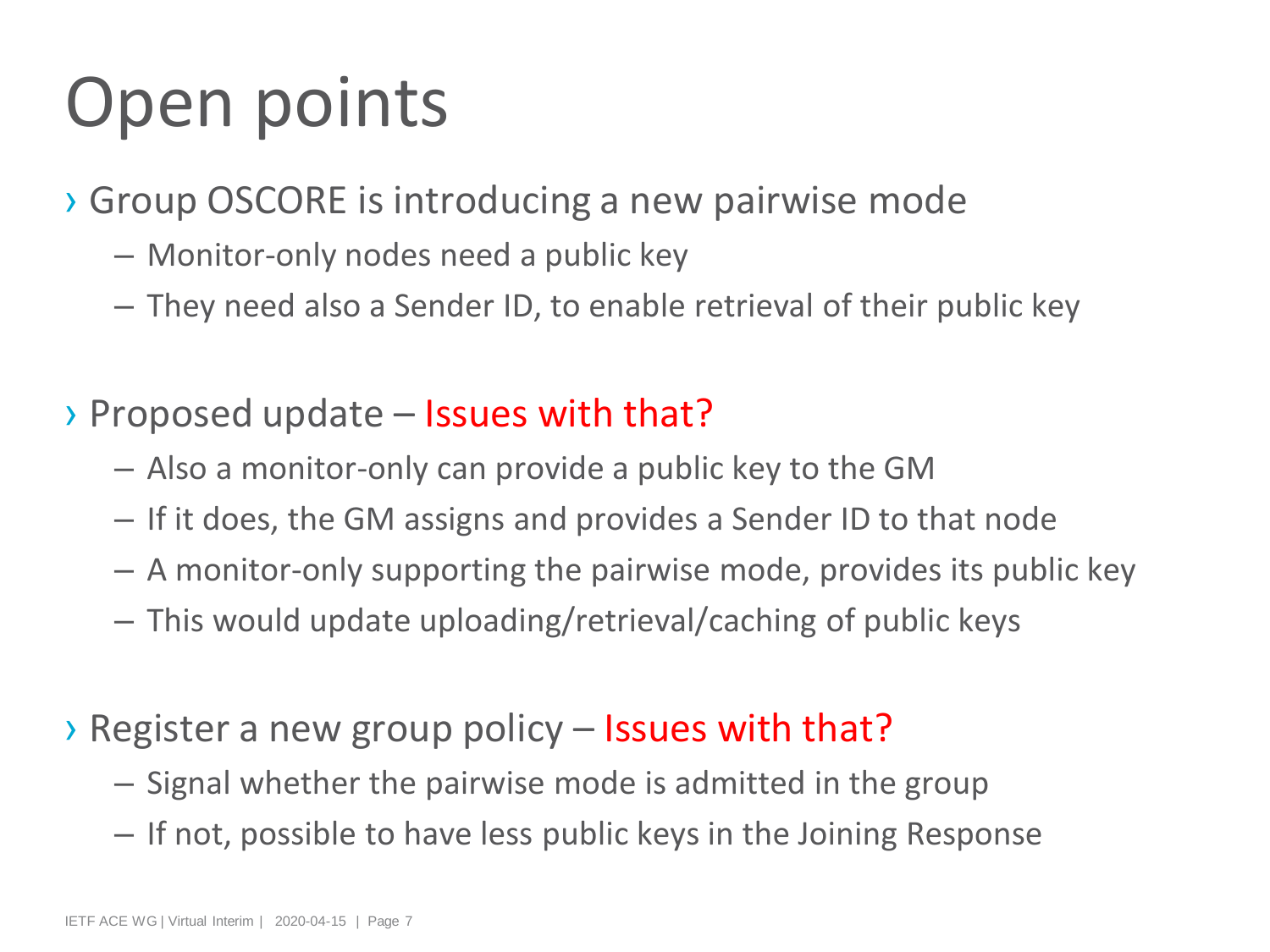# Open points

- Group OSCORE is introducing a new pairwise mode
  - Monitor-only nodes need a public key
  - They need also a Sender ID, to enable retrieval of their public key

- Proposed update – Issues with that?
  - Also a monitor-only can provide a public key to the GM
  - If it does, the GM assigns and provides a Sender ID to that node
  - A monitor-only supporting the pairwise mode, provides its public key
  - This would update uploading/retrieval/caching of public keys

- Register a new group policy – Issues with that?
  - Signal whether the pairwise mode is admitted in the group
  - If not, possible to have less public keys in the Joining Response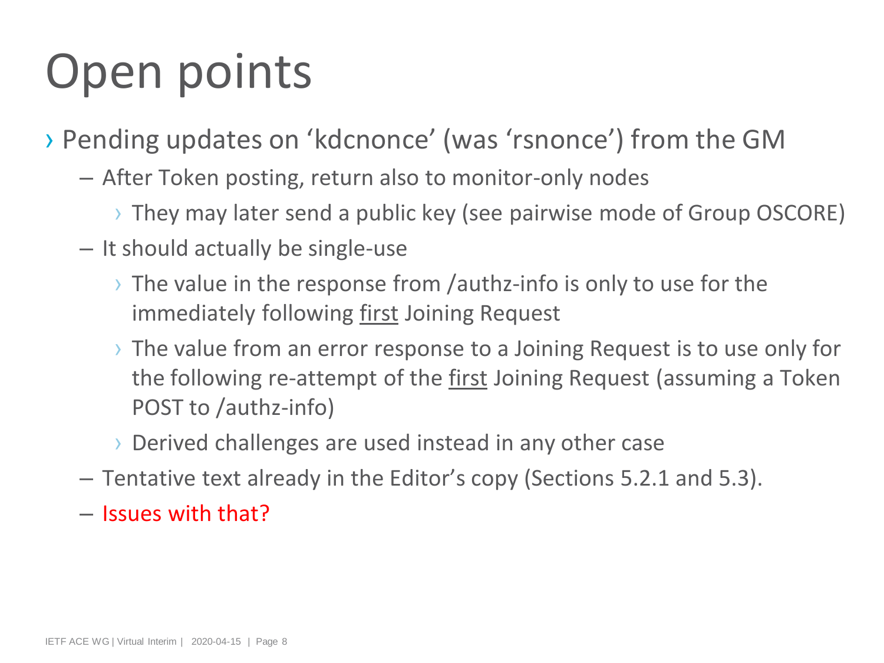# Open points

- Pending updates on 'kdcnonce' (was 'rsnonce') from the GM
  - After Token posting, return also to monitor-only nodes
    - They may later send a public key (see pairwise mode of Group OSCORE)
  - It should actually be single-use
    - The value in the response from /authz-info is only to use for the immediately following <u>first</u> Joining Request
    - The value from an error response to a Joining Request is to use only for the following re-attempt of the <u>first</u> Joining Request (assuming a Token POST to /authz-info)
    - Derived challenges are used instead in any other case
  - Tentative text already in the Editor's copy (Sections 5.2.1 and 5.3).
  - Issues with that?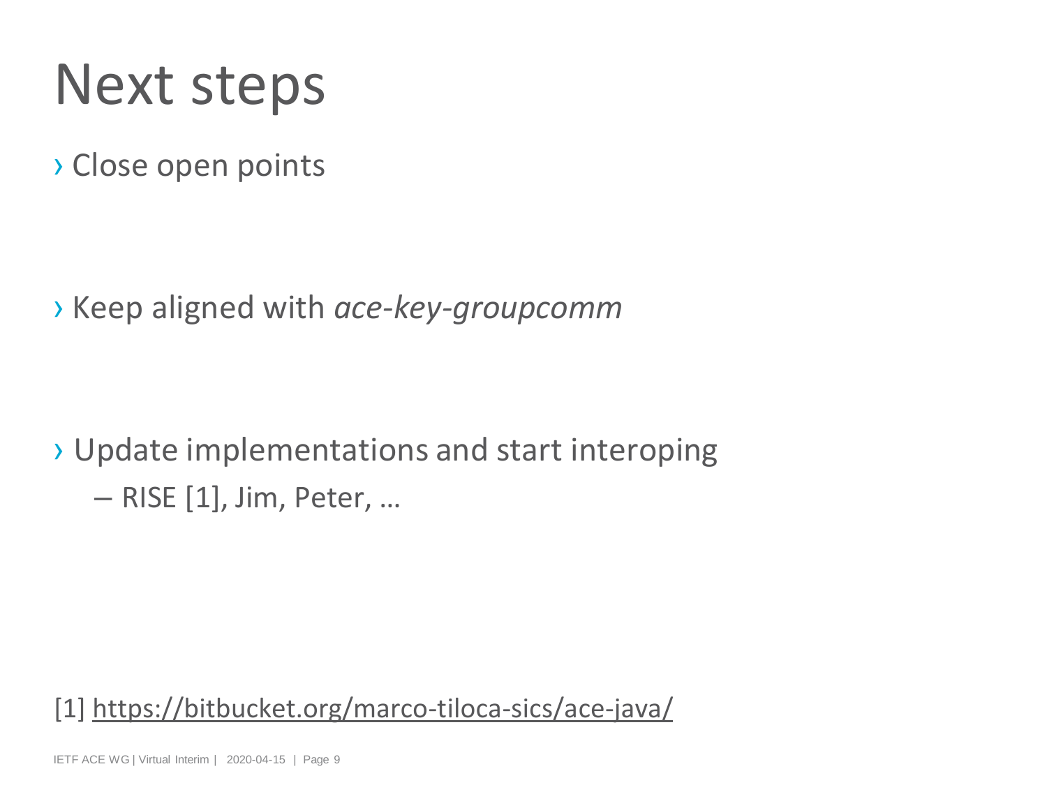# Next steps

- Close open points

- Keep aligned with *ace-key-groupcomm*

- Update implementations and start interoping
  - RISE [1], Jim, Peter, …

[1] https://bitbucket.org/marco-tiloca-sics/ace-java/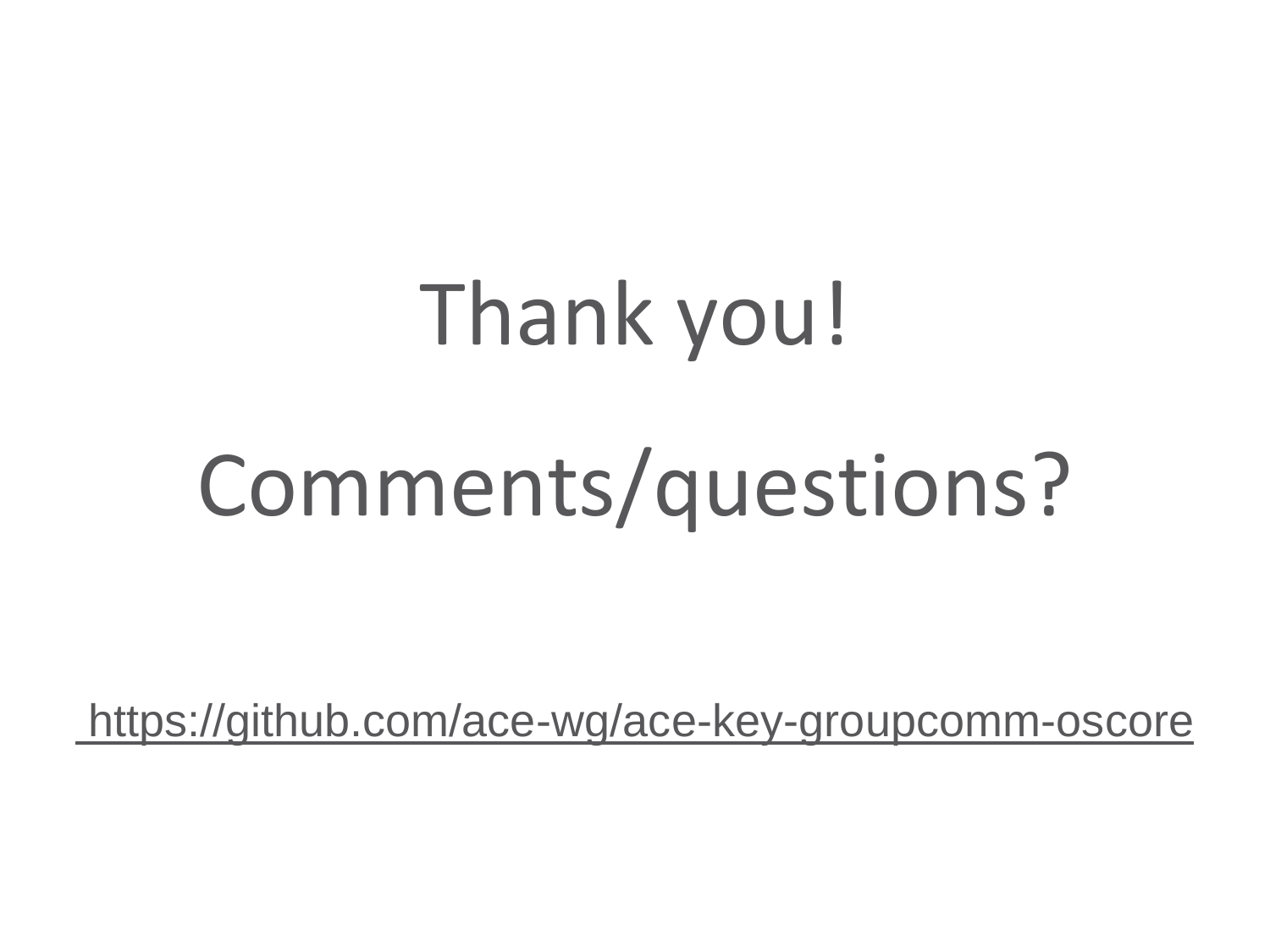# Thank you!

# Comments/questions?

https://github.com/ace-wg/ace-key-groupcomm-oscore